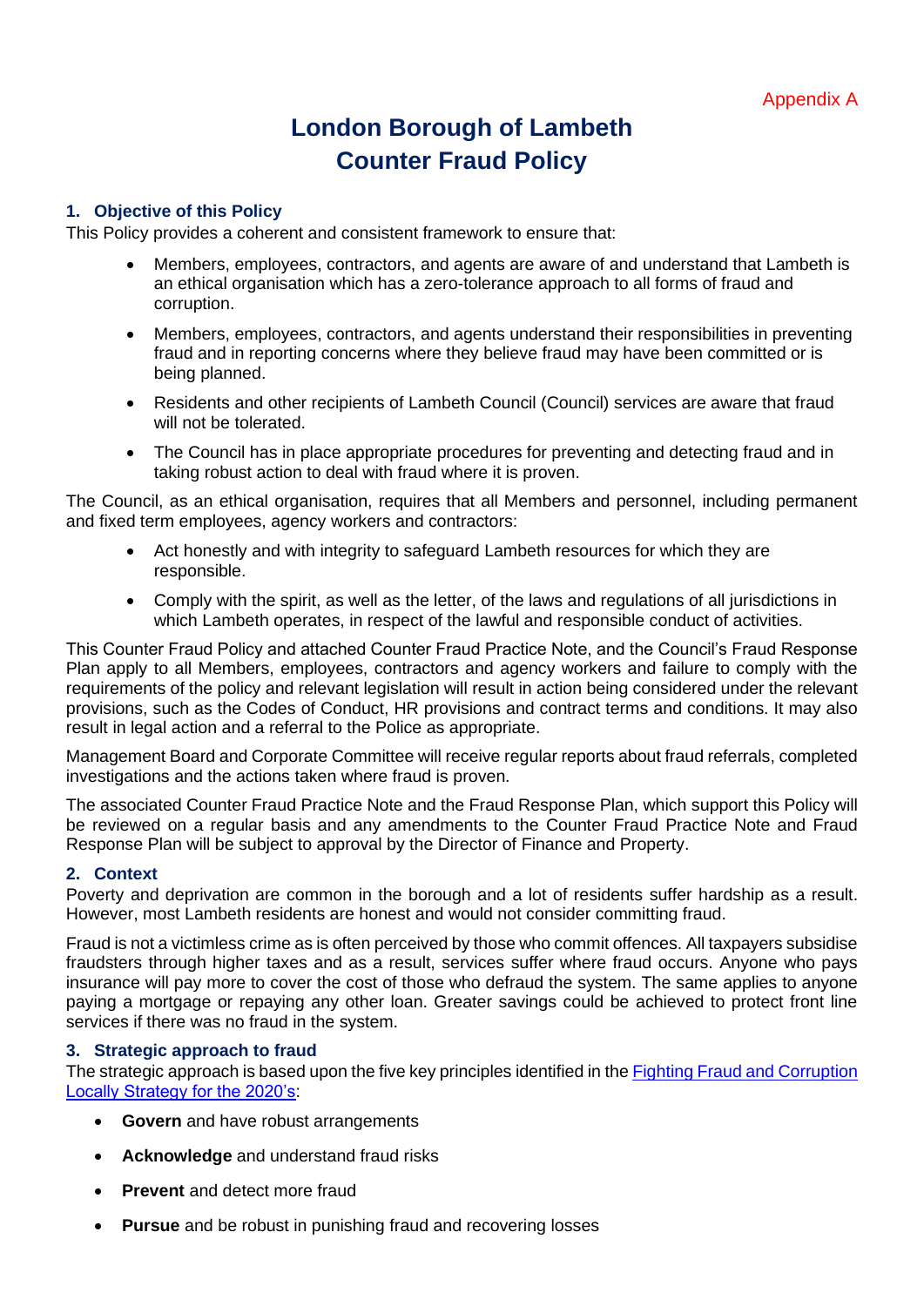Appendix A

# London Borough of Lambeth
# Counter Fraud Policy

## 1. Objective of this Policy

This Policy provides a coherent and consistent framework to ensure that:

- Members, employees, contractors, and agents are aware of and understand that Lambeth is an ethical organisation which has a zero-tolerance approach to all forms of fraud and corruption.
- Members, employees, contractors, and agents understand their responsibilities in preventing fraud and in reporting concerns where they believe fraud may have been committed or is being planned.
- Residents and other recipients of Lambeth Council (Council) services are aware that fraud will not be tolerated.
- The Council has in place appropriate procedures for preventing and detecting fraud and in taking robust action to deal with fraud where it is proven.

The Council, as an ethical organisation, requires that all Members and personnel, including permanent and fixed term employees, agency workers and contractors:

- Act honestly and with integrity to safeguard Lambeth resources for which they are responsible.
- Comply with the spirit, as well as the letter, of the laws and regulations of all jurisdictions in which Lambeth operates, in respect of the lawful and responsible conduct of activities.

This Counter Fraud Policy and attached Counter Fraud Practice Note, and the Council's Fraud Response Plan apply to all Members, employees, contractors and agency workers and failure to comply with the requirements of the policy and relevant legislation will result in action being considered under the relevant provisions, such as the Codes of Conduct, HR provisions and contract terms and conditions. It may also result in legal action and a referral to the Police as appropriate.

Management Board and Corporate Committee will receive regular reports about fraud referrals, completed investigations and the actions taken where fraud is proven.

The associated Counter Fraud Practice Note and the Fraud Response Plan, which support this Policy will be reviewed on a regular basis and any amendments to the Counter Fraud Practice Note and Fraud Response Plan will be subject to approval by the Director of Finance and Property.

## 2. Context

Poverty and deprivation are common in the borough and a lot of residents suffer hardship as a result. However, most Lambeth residents are honest and would not consider committing fraud.

Fraud is not a victimless crime as is often perceived by those who commit offences. All taxpayers subsidise fraudsters through higher taxes and as a result, services suffer where fraud occurs. Anyone who pays insurance will pay more to cover the cost of those who defraud the system. The same applies to anyone paying a mortgage or repaying any other loan. Greater savings could be achieved to protect front line services if there was no fraud in the system.

## 3. Strategic approach to fraud

The strategic approach is based upon the five key principles identified in the Fighting Fraud and Corruption Locally Strategy for the 2020's:

- **Govern** and have robust arrangements
- **Acknowledge** and understand fraud risks
- **Prevent** and detect more fraud
- **Pursue** and be robust in punishing fraud and recovering losses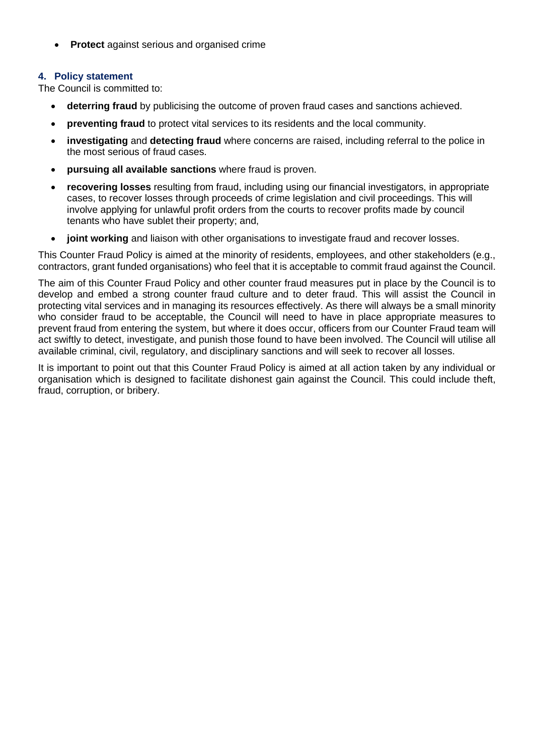- **Protect** against serious and organised crime

## 4. Policy statement

The Council is committed to:

- **deterring fraud** by publicising the outcome of proven fraud cases and sanctions achieved.
- **preventing fraud** to protect vital services to its residents and the local community.
- **investigating** and **detecting fraud** where concerns are raised, including referral to the police in the most serious of fraud cases.
- **pursuing all available sanctions** where fraud is proven.
- **recovering losses** resulting from fraud, including using our financial investigators, in appropriate cases, to recover losses through proceeds of crime legislation and civil proceedings. This will involve applying for unlawful profit orders from the courts to recover profits made by council tenants who have sublet their property; and,
- **joint working** and liaison with other organisations to investigate fraud and recover losses.

This Counter Fraud Policy is aimed at the minority of residents, employees, and other stakeholders (e.g., contractors, grant funded organisations) who feel that it is acceptable to commit fraud against the Council.

The aim of this Counter Fraud Policy and other counter fraud measures put in place by the Council is to develop and embed a strong counter fraud culture and to deter fraud. This will assist the Council in protecting vital services and in managing its resources effectively. As there will always be a small minority who consider fraud to be acceptable, the Council will need to have in place appropriate measures to prevent fraud from entering the system, but where it does occur, officers from our Counter Fraud team will act swiftly to detect, investigate, and punish those found to have been involved. The Council will utilise all available criminal, civil, regulatory, and disciplinary sanctions and will seek to recover all losses.

It is important to point out that this Counter Fraud Policy is aimed at all action taken by any individual or organisation which is designed to facilitate dishonest gain against the Council. This could include theft, fraud, corruption, or bribery.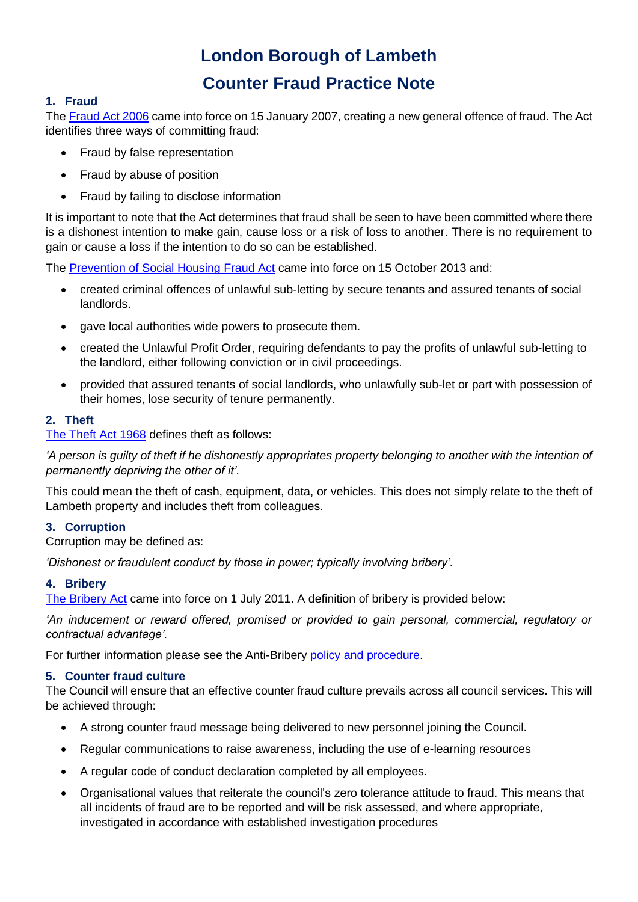# London Borough of Lambeth

# Counter Fraud Practice Note

## 1. Fraud

The Fraud Act 2006 came into force on 15 January 2007, creating a new general offence of fraud. The Act identifies three ways of committing fraud:

- Fraud by false representation
- Fraud by abuse of position
- Fraud by failing to disclose information

It is important to note that the Act determines that fraud shall be seen to have been committed where there is a dishonest intention to make gain, cause loss or a risk of loss to another. There is no requirement to gain or cause a loss if the intention to do so can be established.

The Prevention of Social Housing Fraud Act came into force on 15 October 2013 and:

- created criminal offences of unlawful sub-letting by secure tenants and assured tenants of social landlords.
- gave local authorities wide powers to prosecute them.
- created the Unlawful Profit Order, requiring defendants to pay the profits of unlawful sub-letting to the landlord, either following conviction or in civil proceedings.
- provided that assured tenants of social landlords, who unlawfully sub-let or part with possession of their homes, lose security of tenure permanently.

## 2. Theft

The Theft Act 1968 defines theft as follows:

*'A person is guilty of theft if he dishonestly appropriates property belonging to another with the intention of permanently depriving the other of it'.*

This could mean the theft of cash, equipment, data, or vehicles. This does not simply relate to the theft of Lambeth property and includes theft from colleagues.

## 3. Corruption

Corruption may be defined as:

*'Dishonest or fraudulent conduct by those in power; typically involving bribery'.*

## 4. Bribery

The Bribery Act came into force on 1 July 2011. A definition of bribery is provided below:

*'An inducement or reward offered, promised or provided to gain personal, commercial, regulatory or contractual advantage'.*

For further information please see the Anti-Bribery policy and procedure.

## 5. Counter fraud culture

The Council will ensure that an effective counter fraud culture prevails across all council services. This will be achieved through:

- A strong counter fraud message being delivered to new personnel joining the Council.
- Regular communications to raise awareness, including the use of e-learning resources
- A regular code of conduct declaration completed by all employees.
- Organisational values that reiterate the council's zero tolerance attitude to fraud. This means that all incidents of fraud are to be reported and will be risk assessed, and where appropriate, investigated in accordance with established investigation procedures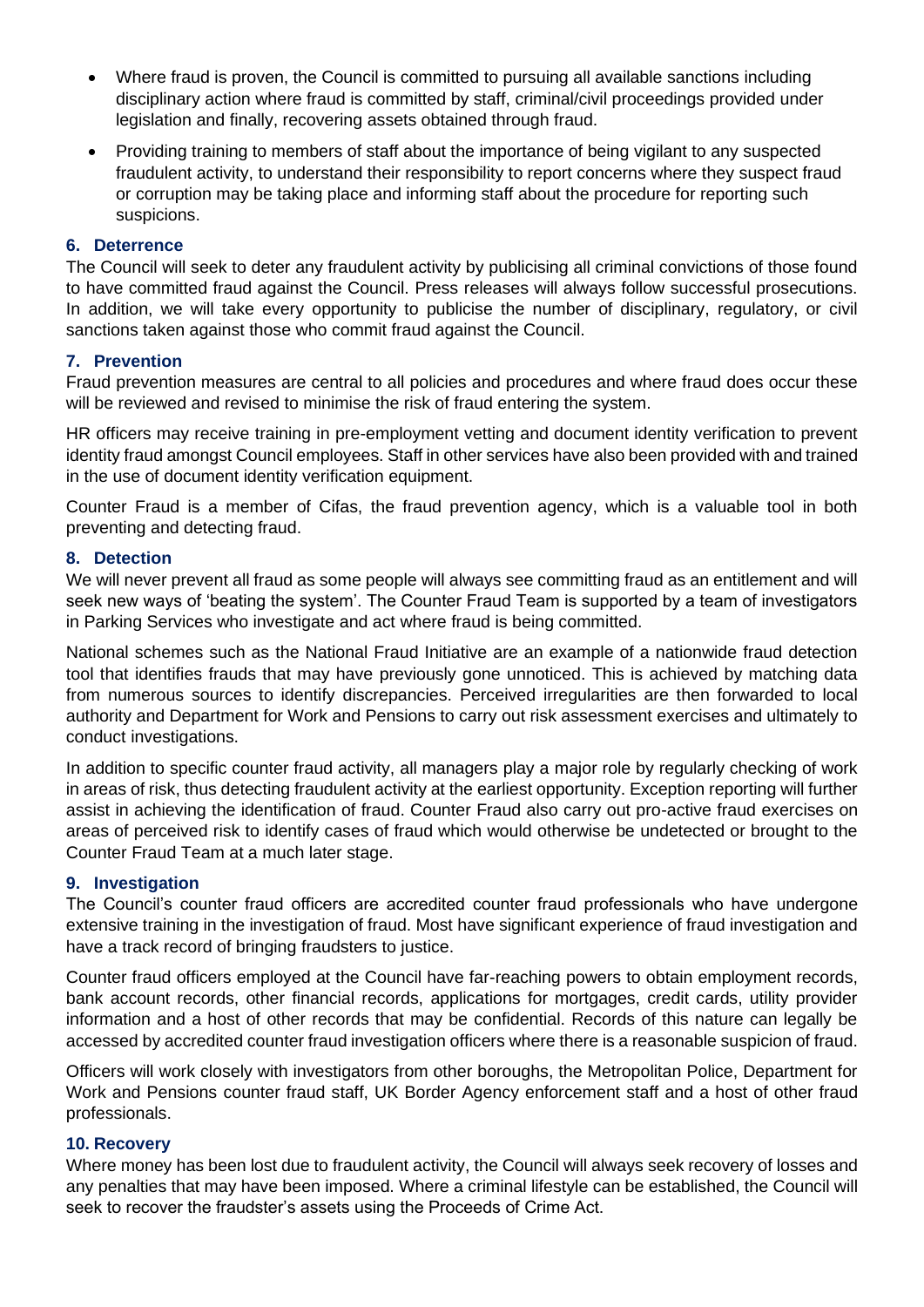- Where fraud is proven, the Council is committed to pursuing all available sanctions including disciplinary action where fraud is committed by staff, criminal/civil proceedings provided under legislation and finally, recovering assets obtained through fraud.
- Providing training to members of staff about the importance of being vigilant to any suspected fraudulent activity, to understand their responsibility to report concerns where they suspect fraud or corruption may be taking place and informing staff about the procedure for reporting such suspicions.

### 6. Deterrence

The Council will seek to deter any fraudulent activity by publicising all criminal convictions of those found to have committed fraud against the Council. Press releases will always follow successful prosecutions. In addition, we will take every opportunity to publicise the number of disciplinary, regulatory, or civil sanctions taken against those who commit fraud against the Council.

### 7. Prevention

Fraud prevention measures are central to all policies and procedures and where fraud does occur these will be reviewed and revised to minimise the risk of fraud entering the system.

HR officers may receive training in pre-employment vetting and document identity verification to prevent identity fraud amongst Council employees. Staff in other services have also been provided with and trained in the use of document identity verification equipment.

Counter Fraud is a member of Cifas, the fraud prevention agency, which is a valuable tool in both preventing and detecting fraud.

### 8. Detection

We will never prevent all fraud as some people will always see committing fraud as an entitlement and will seek new ways of 'beating the system'. The Counter Fraud Team is supported by a team of investigators in Parking Services who investigate and act where fraud is being committed.

National schemes such as the National Fraud Initiative are an example of a nationwide fraud detection tool that identifies frauds that may have previously gone unnoticed. This is achieved by matching data from numerous sources to identify discrepancies. Perceived irregularities are then forwarded to local authority and Department for Work and Pensions to carry out risk assessment exercises and ultimately to conduct investigations.

In addition to specific counter fraud activity, all managers play a major role by regularly checking of work in areas of risk, thus detecting fraudulent activity at the earliest opportunity. Exception reporting will further assist in achieving the identification of fraud. Counter Fraud also carry out pro-active fraud exercises on areas of perceived risk to identify cases of fraud which would otherwise be undetected or brought to the Counter Fraud Team at a much later stage.

### 9. Investigation

The Council's counter fraud officers are accredited counter fraud professionals who have undergone extensive training in the investigation of fraud. Most have significant experience of fraud investigation and have a track record of bringing fraudsters to justice.

Counter fraud officers employed at the Council have far-reaching powers to obtain employment records, bank account records, other financial records, applications for mortgages, credit cards, utility provider information and a host of other records that may be confidential. Records of this nature can legally be accessed by accredited counter fraud investigation officers where there is a reasonable suspicion of fraud.

Officers will work closely with investigators from other boroughs, the Metropolitan Police, Department for Work and Pensions counter fraud staff, UK Border Agency enforcement staff and a host of other fraud professionals.

### 10. Recovery

Where money has been lost due to fraudulent activity, the Council will always seek recovery of losses and any penalties that may have been imposed. Where a criminal lifestyle can be established, the Council will seek to recover the fraudster's assets using the Proceeds of Crime Act.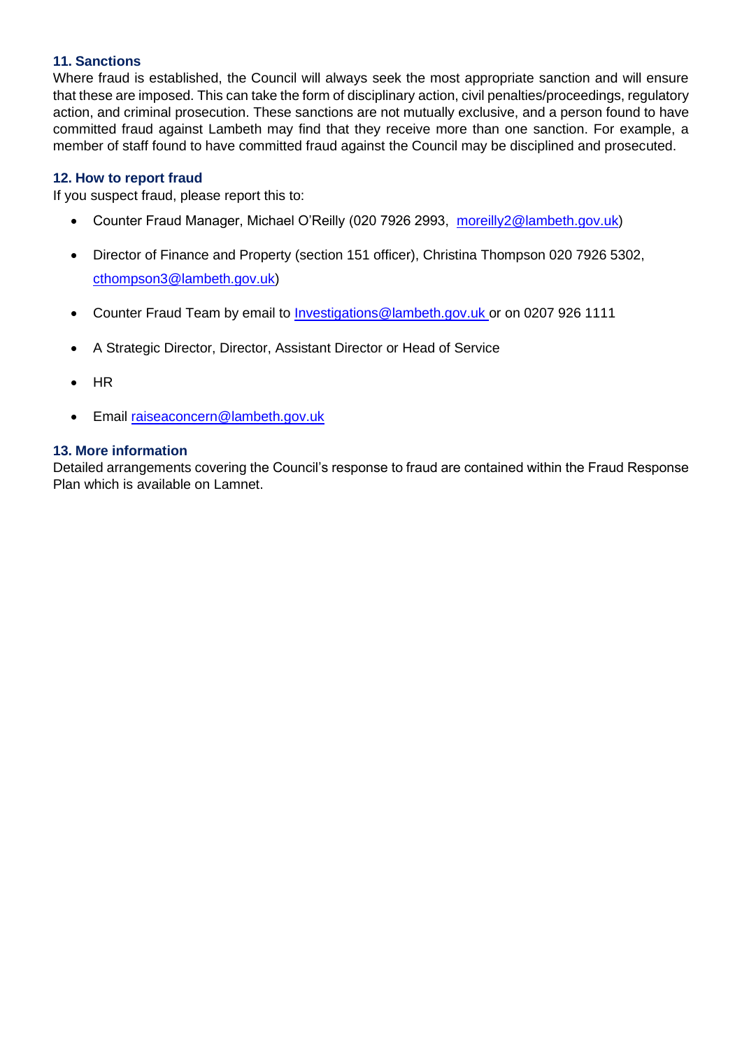### 11. Sanctions

Where fraud is established, the Council will always seek the most appropriate sanction and will ensure that these are imposed. This can take the form of disciplinary action, civil penalties/proceedings, regulatory action, and criminal prosecution. These sanctions are not mutually exclusive, and a person found to have committed fraud against Lambeth may find that they receive more than one sanction. For example, a member of staff found to have committed fraud against the Council may be disciplined and prosecuted.

### 12. How to report fraud

If you suspect fraud, please report this to:

- Counter Fraud Manager, Michael O'Reilly (020 7926 2993, moreilly2@lambeth.gov.uk)
- Director of Finance and Property (section 151 officer), Christina Thompson 020 7926 5302, cthompson3@lambeth.gov.uk)
- Counter Fraud Team by email to Investigations@lambeth.gov.uk or on 0207 926 1111
- A Strategic Director, Director, Assistant Director or Head of Service
- HR
- Email raiseaconcern@lambeth.gov.uk

### 13. More information

Detailed arrangements covering the Council's response to fraud are contained within the Fraud Response Plan which is available on Lamnet.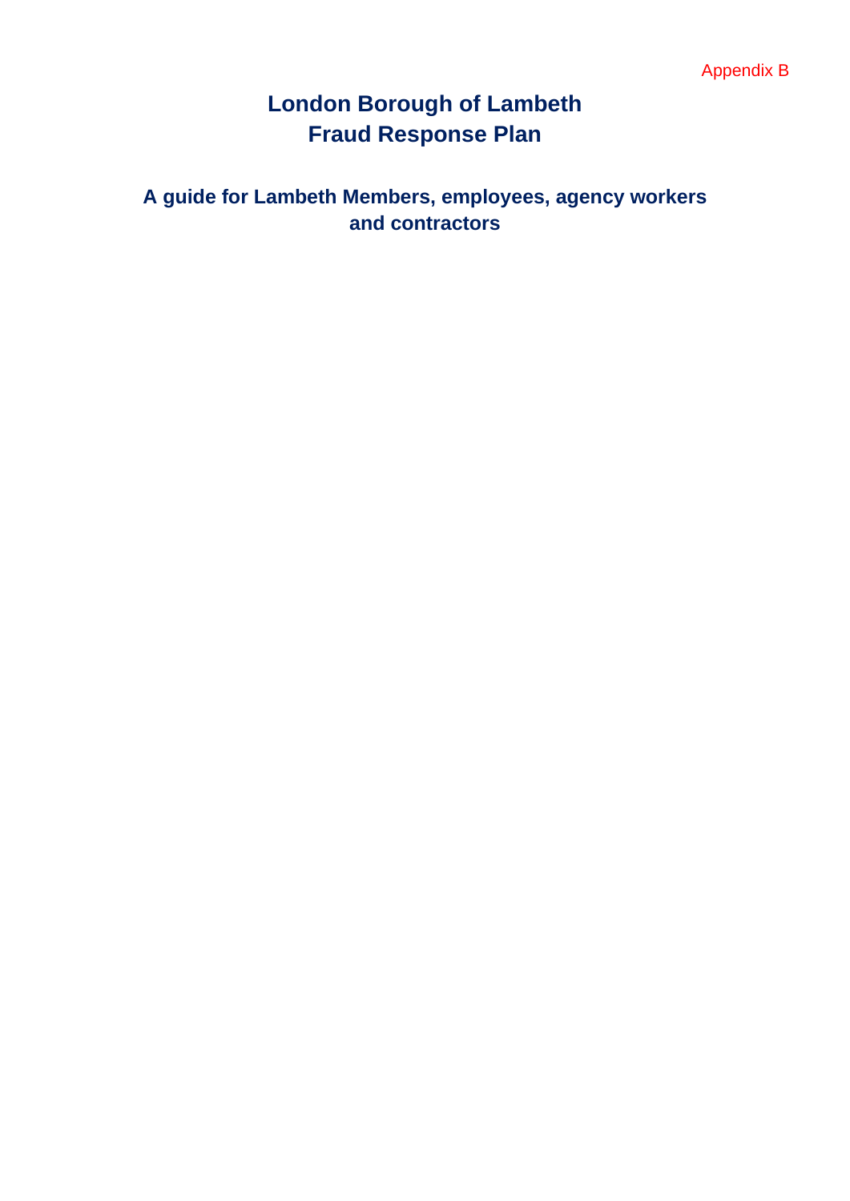Appendix B

# London Borough of Lambeth
# Fraud Response Plan

## A guide for Lambeth Members, employees, agency workers and contractors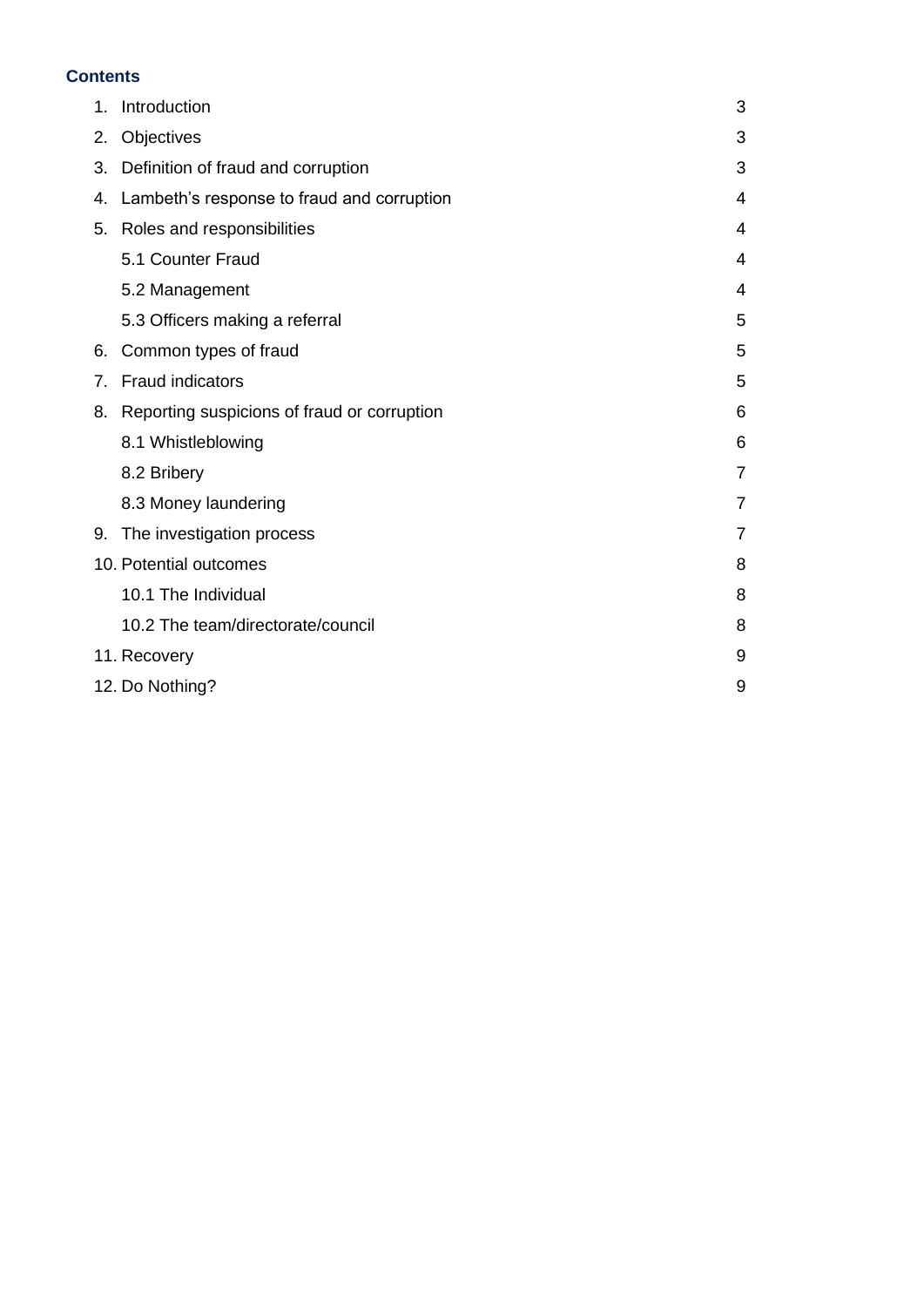## Contents

| | |
|---|---|
| 1. Introduction | 3 |
| 2. Objectives | 3 |
| 3. Definition of fraud and corruption | 3 |
| 4. Lambeth's response to fraud and corruption | 4 |
| 5. Roles and responsibilities | 4 |
| 5.1 Counter Fraud | 4 |
| 5.2 Management | 4 |
| 5.3 Officers making a referral | 5 |
| 6. Common types of fraud | 5 |
| 7. Fraud indicators | 5 |
| 8. Reporting suspicions of fraud or corruption | 6 |
| 8.1 Whistleblowing | 6 |
| 8.2 Bribery | 7 |
| 8.3 Money laundering | 7 |
| 9. The investigation process | 7 |
| 10. Potential outcomes | 8 |
| 10.1 The Individual | 8 |
| 10.2 The team/directorate/council | 8 |
| 11. Recovery | 9 |
| 12. Do Nothing? | 9 |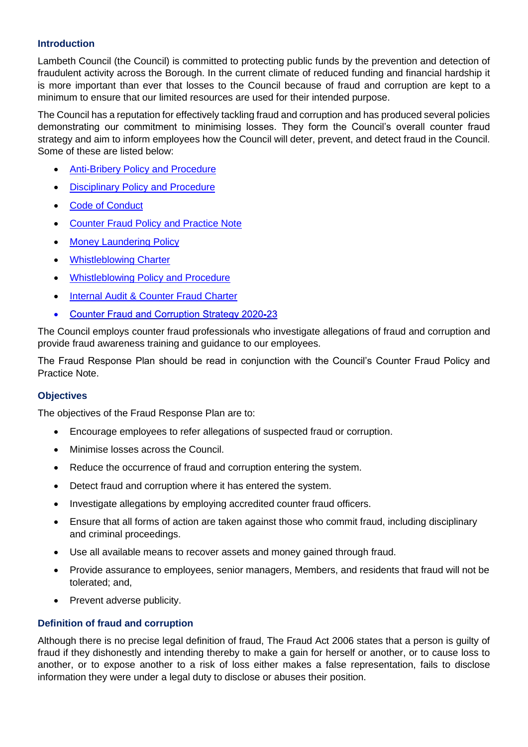### Introduction

Lambeth Council (the Council) is committed to protecting public funds by the prevention and detection of fraudulent activity across the Borough. In the current climate of reduced funding and financial hardship it is more important than ever that losses to the Council because of fraud and corruption are kept to a minimum to ensure that our limited resources are used for their intended purpose.

The Council has a reputation for effectively tackling fraud and corruption and has produced several policies demonstrating our commitment to minimising losses. They form the Council's overall counter fraud strategy and aim to inform employees how the Council will deter, prevent, and detect fraud in the Council. Some of these are listed below:

- Anti-Bribery Policy and Procedure
- Disciplinary Policy and Procedure
- Code of Conduct
- Counter Fraud Policy and Practice Note
- Money Laundering Policy
- Whistleblowing Charter
- Whistleblowing Policy and Procedure
- Internal Audit & Counter Fraud Charter
- Counter Fraud and Corruption Strategy 2020-23

The Council employs counter fraud professionals who investigate allegations of fraud and corruption and provide fraud awareness training and guidance to our employees.

The Fraud Response Plan should be read in conjunction with the Council's Counter Fraud Policy and Practice Note.

### Objectives

The objectives of the Fraud Response Plan are to:

- Encourage employees to refer allegations of suspected fraud or corruption.
- Minimise losses across the Council.
- Reduce the occurrence of fraud and corruption entering the system.
- Detect fraud and corruption where it has entered the system.
- Investigate allegations by employing accredited counter fraud officers.
- Ensure that all forms of action are taken against those who commit fraud, including disciplinary and criminal proceedings.
- Use all available means to recover assets and money gained through fraud.
- Provide assurance to employees, senior managers, Members, and residents that fraud will not be tolerated; and,
- Prevent adverse publicity.

### Definition of fraud and corruption

Although there is no precise legal definition of fraud, The Fraud Act 2006 states that a person is guilty of fraud if they dishonestly and intending thereby to make a gain for herself or another, or to cause loss to another, or to expose another to a risk of loss either makes a false representation, fails to disclose information they were under a legal duty to disclose or abuses their position.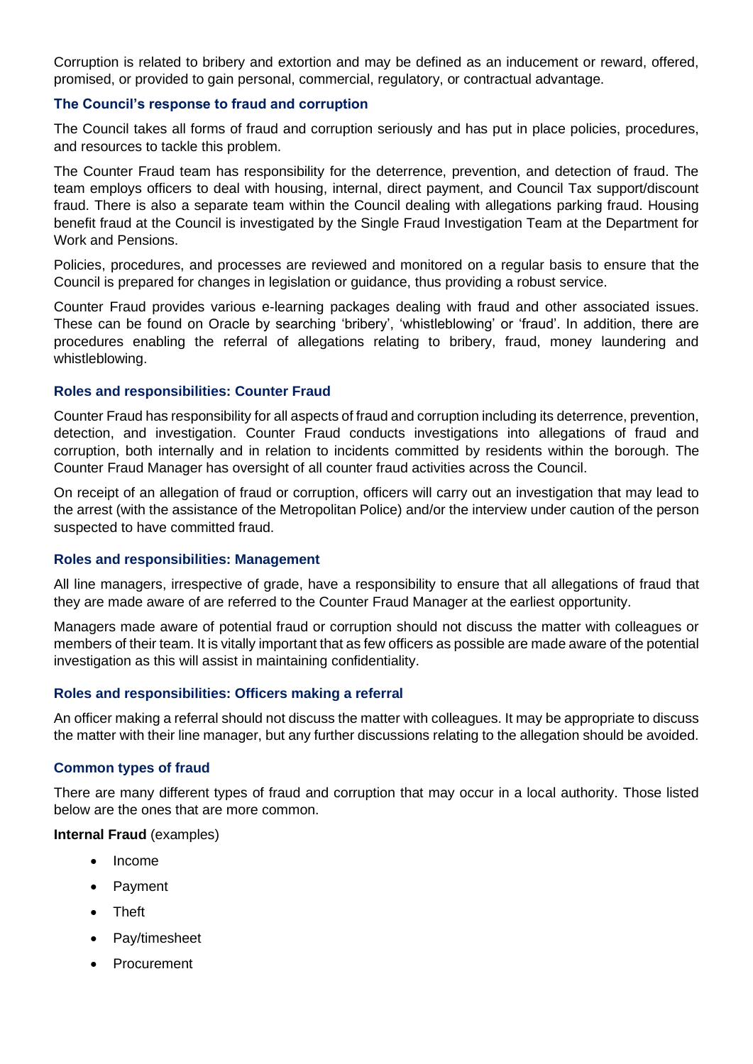Corruption is related to bribery and extortion and may be defined as an inducement or reward, offered, promised, or provided to gain personal, commercial, regulatory, or contractual advantage.

### The Council's response to fraud and corruption

The Council takes all forms of fraud and corruption seriously and has put in place policies, procedures, and resources to tackle this problem.

The Counter Fraud team has responsibility for the deterrence, prevention, and detection of fraud. The team employs officers to deal with housing, internal, direct payment, and Council Tax support/discount fraud. There is also a separate team within the Council dealing with allegations parking fraud. Housing benefit fraud at the Council is investigated by the Single Fraud Investigation Team at the Department for Work and Pensions.

Policies, procedures, and processes are reviewed and monitored on a regular basis to ensure that the Council is prepared for changes in legislation or guidance, thus providing a robust service.

Counter Fraud provides various e-learning packages dealing with fraud and other associated issues. These can be found on Oracle by searching 'bribery', 'whistleblowing' or 'fraud'. In addition, there are procedures enabling the referral of allegations relating to bribery, fraud, money laundering and whistleblowing.

### Roles and responsibilities: Counter Fraud

Counter Fraud has responsibility for all aspects of fraud and corruption including its deterrence, prevention, detection, and investigation. Counter Fraud conducts investigations into allegations of fraud and corruption, both internally and in relation to incidents committed by residents within the borough. The Counter Fraud Manager has oversight of all counter fraud activities across the Council.

On receipt of an allegation of fraud or corruption, officers will carry out an investigation that may lead to the arrest (with the assistance of the Metropolitan Police) and/or the interview under caution of the person suspected to have committed fraud.

### Roles and responsibilities: Management

All line managers, irrespective of grade, have a responsibility to ensure that all allegations of fraud that they are made aware of are referred to the Counter Fraud Manager at the earliest opportunity.

Managers made aware of potential fraud or corruption should not discuss the matter with colleagues or members of their team. It is vitally important that as few officers as possible are made aware of the potential investigation as this will assist in maintaining confidentiality.

### Roles and responsibilities: Officers making a referral

An officer making a referral should not discuss the matter with colleagues. It may be appropriate to discuss the matter with their line manager, but any further discussions relating to the allegation should be avoided.

### Common types of fraud

There are many different types of fraud and corruption that may occur in a local authority. Those listed below are the ones that are more common.

**Internal Fraud** (examples)

- Income
- Payment
- Theft
- Pay/timesheet
- Procurement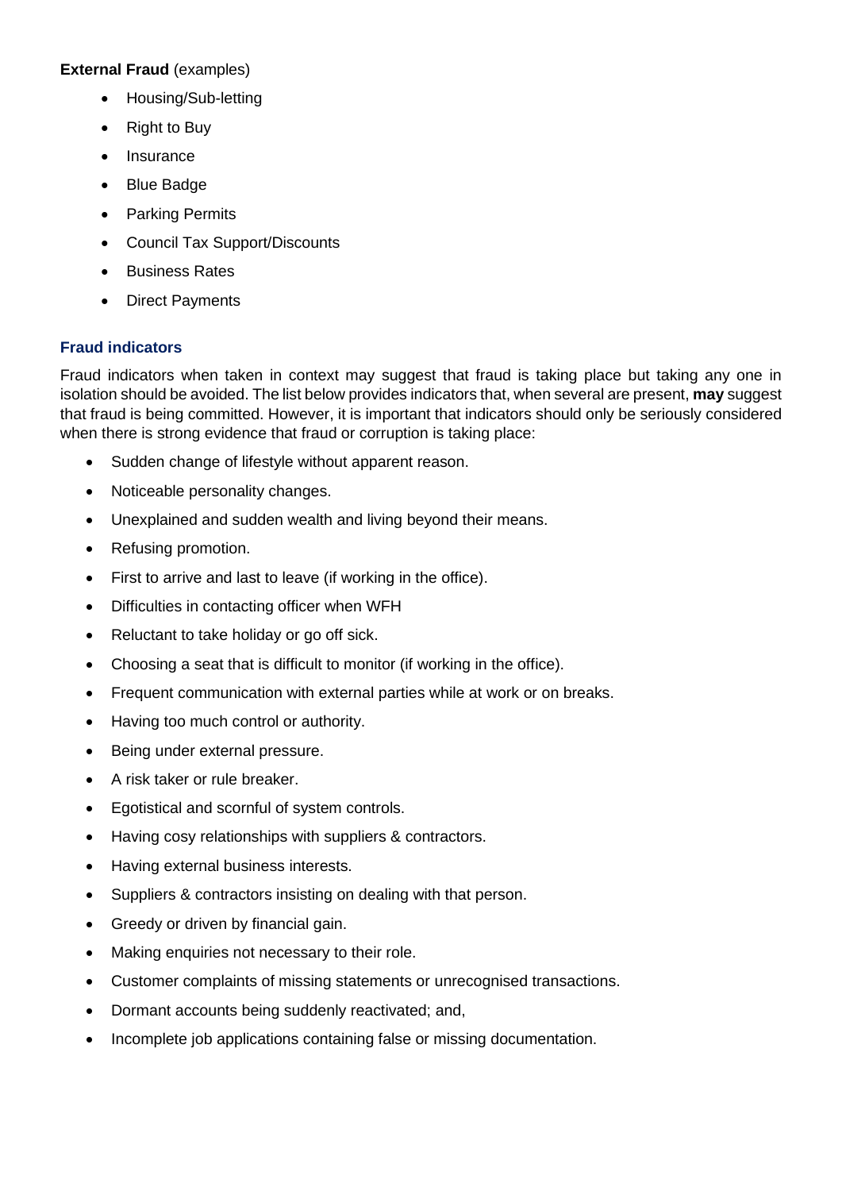**External Fraud** (examples)

- Housing/Sub-letting
- Right to Buy
- Insurance
- Blue Badge
- Parking Permits
- Council Tax Support/Discounts
- Business Rates
- Direct Payments

### Fraud indicators

Fraud indicators when taken in context may suggest that fraud is taking place but taking any one in isolation should be avoided. The list below provides indicators that, when several are present, **may** suggest that fraud is being committed. However, it is important that indicators should only be seriously considered when there is strong evidence that fraud or corruption is taking place:

- Sudden change of lifestyle without apparent reason.
- Noticeable personality changes.
- Unexplained and sudden wealth and living beyond their means.
- Refusing promotion.
- First to arrive and last to leave (if working in the office).
- Difficulties in contacting officer when WFH
- Reluctant to take holiday or go off sick.
- Choosing a seat that is difficult to monitor (if working in the office).
- Frequent communication with external parties while at work or on breaks.
- Having too much control or authority.
- Being under external pressure.
- A risk taker or rule breaker.
- Egotistical and scornful of system controls.
- Having cosy relationships with suppliers & contractors.
- Having external business interests.
- Suppliers & contractors insisting on dealing with that person.
- Greedy or driven by financial gain.
- Making enquiries not necessary to their role.
- Customer complaints of missing statements or unrecognised transactions.
- Dormant accounts being suddenly reactivated; and,
- Incomplete job applications containing false or missing documentation.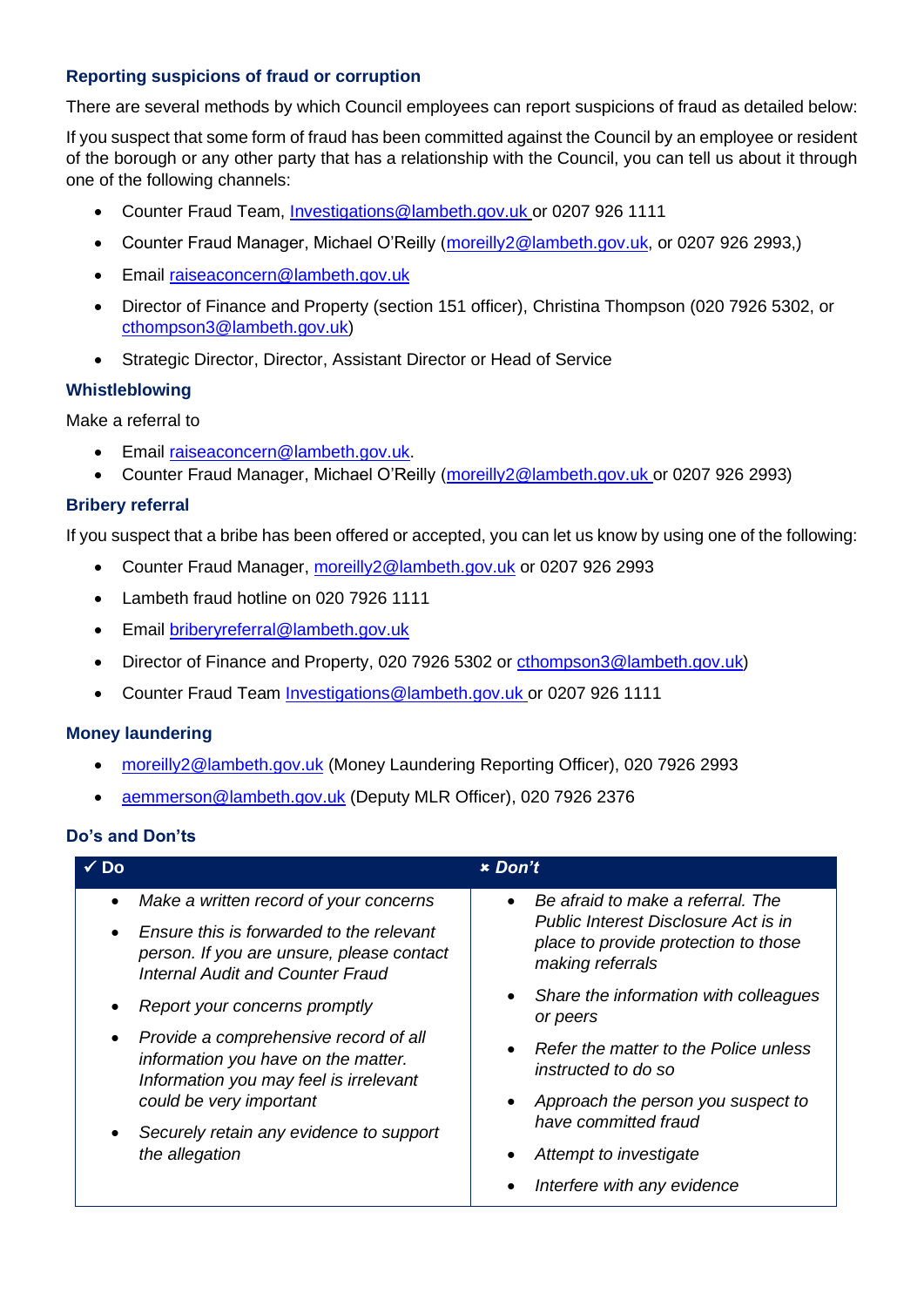### Reporting suspicions of fraud or corruption

There are several methods by which Council employees can report suspicions of fraud as detailed below:

If you suspect that some form of fraud has been committed against the Council by an employee or resident of the borough or any other party that has a relationship with the Council, you can tell us about it through one of the following channels:

- Counter Fraud Team, Investigations@lambeth.gov.uk or 0207 926 1111
- Counter Fraud Manager, Michael O'Reilly (moreilly2@lambeth.gov.uk, or 0207 926 2993,)
- Email raiseaconcern@lambeth.gov.uk
- Director of Finance and Property (section 151 officer), Christina Thompson (020 7926 5302, or cthompson3@lambeth.gov.uk)
- Strategic Director, Director, Assistant Director or Head of Service

### Whistleblowing

Make a referral to

- Email raiseaconcern@lambeth.gov.uk.
- Counter Fraud Manager, Michael O'Reilly (moreilly2@lambeth.gov.uk or 0207 926 2993)

### Bribery referral

If you suspect that a bribe has been offered or accepted, you can let us know by using one of the following:

- Counter Fraud Manager, moreilly2@lambeth.gov.uk or 0207 926 2993
- Lambeth fraud hotline on 020 7926 1111
- Email briberyreferral@lambeth.gov.uk
- Director of Finance and Property, 020 7926 5302 or cthompson3@lambeth.gov.uk)
- Counter Fraud Team Investigations@lambeth.gov.uk or 0207 926 1111

### Money laundering

- moreilly2@lambeth.gov.uk (Money Laundering Reporting Officer), 020 7926 2993
- aemmerson@lambeth.gov.uk (Deputy MLR Officer), 020 7926 2376

### Do's and Don'ts

| ✓ Do | ✗ Don't |
|---|---|
| • *Make a written record of your concerns*<br>• *Ensure this is forwarded to the relevant person. If you are unsure, please contact Internal Audit and Counter Fraud*<br>• *Report your concerns promptly*<br>• *Provide a comprehensive record of all information you have on the matter. Information you may feel is irrelevant could be very important*<br>• *Securely retain any evidence to support the allegation* | • *Be afraid to make a referral. The Public Interest Disclosure Act is in place to provide protection to those making referrals*<br>• *Share the information with colleagues or peers*<br>• *Refer the matter to the Police unless instructed to do so*<br>• *Approach the person you suspect to have committed fraud*<br>• *Attempt to investigate*<br>• *Interfere with any evidence* |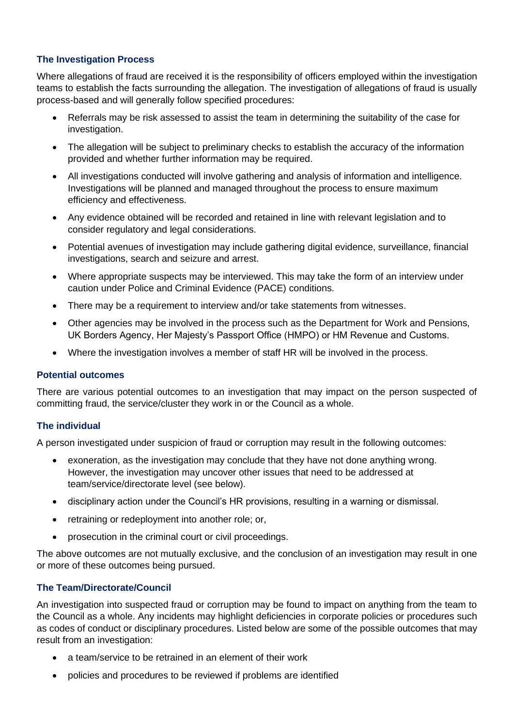### The Investigation Process

Where allegations of fraud are received it is the responsibility of officers employed within the investigation teams to establish the facts surrounding the allegation. The investigation of allegations of fraud is usually process-based and will generally follow specified procedures:

- Referrals may be risk assessed to assist the team in determining the suitability of the case for investigation.
- The allegation will be subject to preliminary checks to establish the accuracy of the information provided and whether further information may be required.
- All investigations conducted will involve gathering and analysis of information and intelligence. Investigations will be planned and managed throughout the process to ensure maximum efficiency and effectiveness.
- Any evidence obtained will be recorded and retained in line with relevant legislation and to consider regulatory and legal considerations.
- Potential avenues of investigation may include gathering digital evidence, surveillance, financial investigations, search and seizure and arrest.
- Where appropriate suspects may be interviewed. This may take the form of an interview under caution under Police and Criminal Evidence (PACE) conditions.
- There may be a requirement to interview and/or take statements from witnesses.
- Other agencies may be involved in the process such as the Department for Work and Pensions, UK Borders Agency, Her Majesty's Passport Office (HMPO) or HM Revenue and Customs.
- Where the investigation involves a member of staff HR will be involved in the process.

### Potential outcomes

There are various potential outcomes to an investigation that may impact on the person suspected of committing fraud, the service/cluster they work in or the Council as a whole.

### The individual

A person investigated under suspicion of fraud or corruption may result in the following outcomes:

- exoneration, as the investigation may conclude that they have not done anything wrong. However, the investigation may uncover other issues that need to be addressed at team/service/directorate level (see below).
- disciplinary action under the Council's HR provisions, resulting in a warning or dismissal.
- retraining or redeployment into another role; or,
- prosecution in the criminal court or civil proceedings.

The above outcomes are not mutually exclusive, and the conclusion of an investigation may result in one or more of these outcomes being pursued.

### The Team/Directorate/Council

An investigation into suspected fraud or corruption may be found to impact on anything from the team to the Council as a whole. Any incidents may highlight deficiencies in corporate policies or procedures such as codes of conduct or disciplinary procedures. Listed below are some of the possible outcomes that may result from an investigation:

- a team/service to be retrained in an element of their work
- policies and procedures to be reviewed if problems are identified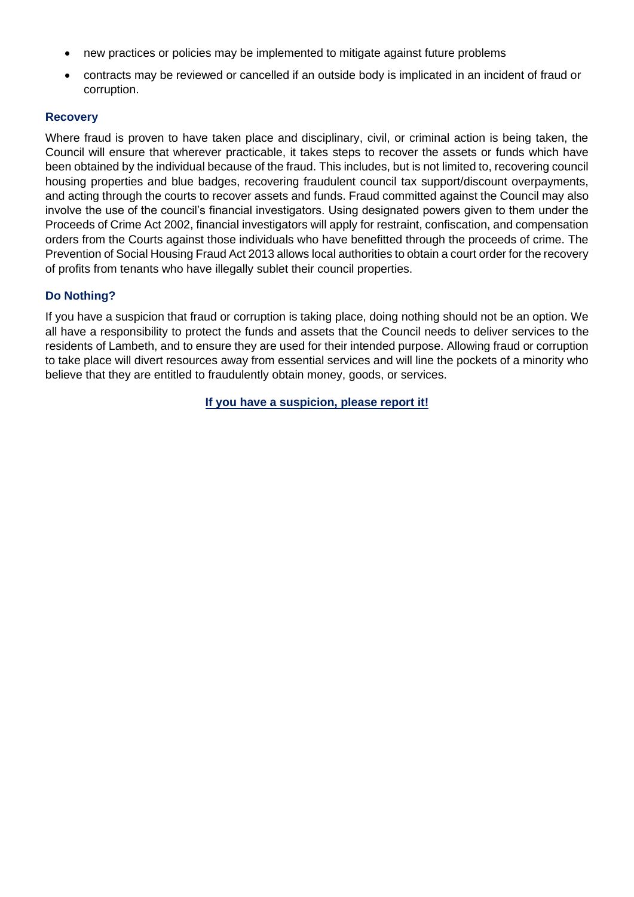- new practices or policies may be implemented to mitigate against future problems
- contracts may be reviewed or cancelled if an outside body is implicated in an incident of fraud or corruption.

### Recovery

Where fraud is proven to have taken place and disciplinary, civil, or criminal action is being taken, the Council will ensure that wherever practicable, it takes steps to recover the assets or funds which have been obtained by the individual because of the fraud. This includes, but is not limited to, recovering council housing properties and blue badges, recovering fraudulent council tax support/discount overpayments, and acting through the courts to recover assets and funds. Fraud committed against the Council may also involve the use of the council's financial investigators. Using designated powers given to them under the Proceeds of Crime Act 2002, financial investigators will apply for restraint, confiscation, and compensation orders from the Courts against those individuals who have benefitted through the proceeds of crime. The Prevention of Social Housing Fraud Act 2013 allows local authorities to obtain a court order for the recovery of profits from tenants who have illegally sublet their council properties.

### Do Nothing?

If you have a suspicion that fraud or corruption is taking place, doing nothing should not be an option. We all have a responsibility to protect the funds and assets that the Council needs to deliver services to the residents of Lambeth, and to ensure they are used for their intended purpose. Allowing fraud or corruption to take place will divert resources away from essential services and will line the pockets of a minority who believe that they are entitled to fraudulently obtain money, goods, or services.

**If you have a suspicion, please report it!**